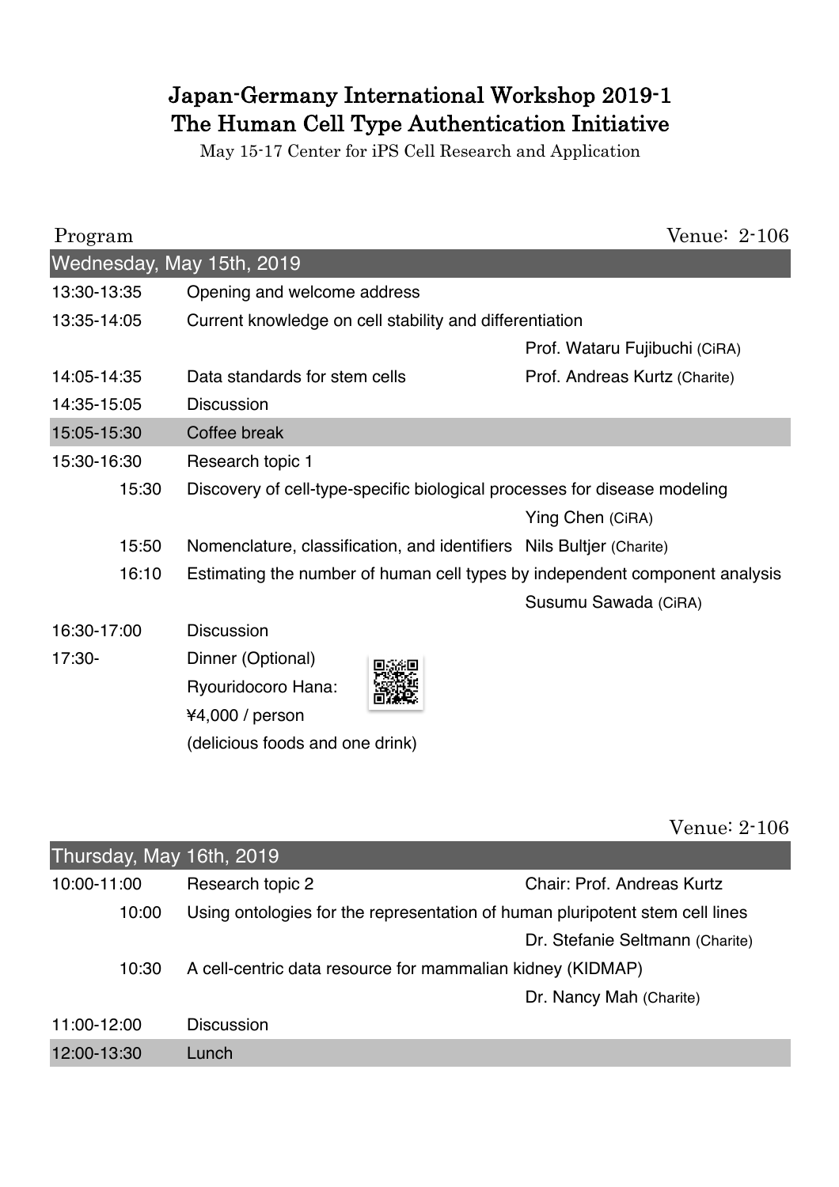# Japan-Germany International Workshop 2019-1
# The Human Cell Type Authentication Initiative

May 15-17 Center for iPS Cell Research and Application

Program — Venue: 2-106

## Wednesday, May 15th, 2019

| Time | Session | Speaker |
|---|---|---|
| 13:30-13:35 | Opening and welcome address | |
| 13:35-14:05 | Current knowledge on cell stability and differentiation | Prof. Wataru Fujibuchi (CiRA) |
| 14:05-14:35 | Data standards for stem cells | Prof. Andreas Kurtz (Charite) |
| 14:35-15:05 | Discussion | |
| 15:05-15:30 | Coffee break | |
| 15:30-16:30 | Research topic 1 | |
| 15:30 | Discovery of cell-type-specific biological processes for disease modeling | Ying Chen (CiRA) |
| 15:50 | Nomenclature, classification, and identifiers | Nils Bultjer (Charite) |
| 16:10 | Estimating the number of human cell types by independent component analysis | Susumu Sawada (CiRA) |
| 16:30-17:00 | Discussion | |
| 17:30- | Dinner (Optional)<br>Ryouridocoro Hana:<br>¥4,000 / person<br>(delicious foods and one drink) | |

Venue: 2-106

## Thursday, May 16th, 2019

| Time | Session | Speaker |
|---|---|---|
| 10:00-11:00 | Research topic 2 | Chair: Prof. Andreas Kurtz |
| 10:00 | Using ontologies for the representation of human pluripotent stem cell lines | Dr. Stefanie Seltmann (Charite) |
| 10:30 | A cell-centric data resource for mammalian kidney (KIDMAP) | Dr. Nancy Mah (Charite) |
| 11:00-12:00 | Discussion | |
| 12:00-13:30 | Lunch | |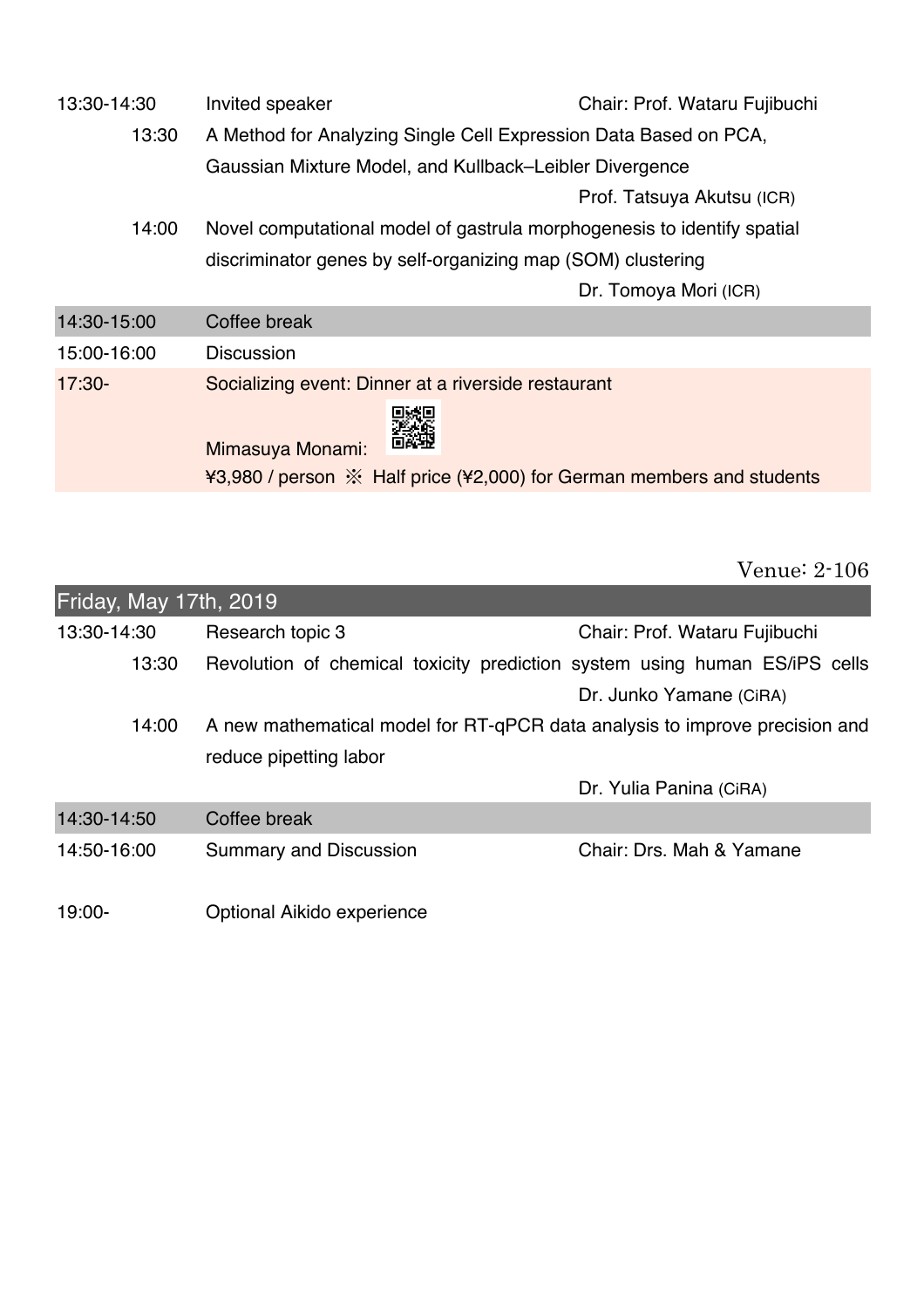| | | |
|---|---|---|
| 13:30-14:30 | Invited speaker | Chair: Prof. Wataru Fujibuchi |
| 13:30 | A Method for Analyzing Single Cell Expression Data Based on PCA, Gaussian Mixture Model, and Kullback–Leibler Divergence | Prof. Tatsuya Akutsu (ICR) |
| 14:00 | Novel computational model of gastrula morphogenesis to identify spatial discriminator genes by self-organizing map (SOM) clustering | Dr. Tomoya Mori (ICR) |
| 14:30-15:00 | Coffee break | |
| 15:00-16:00 | Discussion | |
| 17:30- | Socializing event: Dinner at a riverside restaurant<br>Mimasuya Monami:<br>¥3,980 / person ※ Half price (¥2,000) for German members and students | |

Venue: 2-106

## Friday, May 17th, 2019

| | | |
|---|---|---|
| 13:30-14:30 | Research topic 3 | Chair: Prof. Wataru Fujibuchi |
| 13:30 | Revolution of chemical toxicity prediction system using human ES/iPS cells | Dr. Junko Yamane (CiRA) |
| 14:00 | A new mathematical model for RT-qPCR data analysis to improve precision and reduce pipetting labor | Dr. Yulia Panina (CiRA) |
| 14:30-14:50 | Coffee break | |
| 14:50-16:00 | Summary and Discussion | Chair: Drs. Mah & Yamane |
| 19:00- | Optional Aikido experience | |